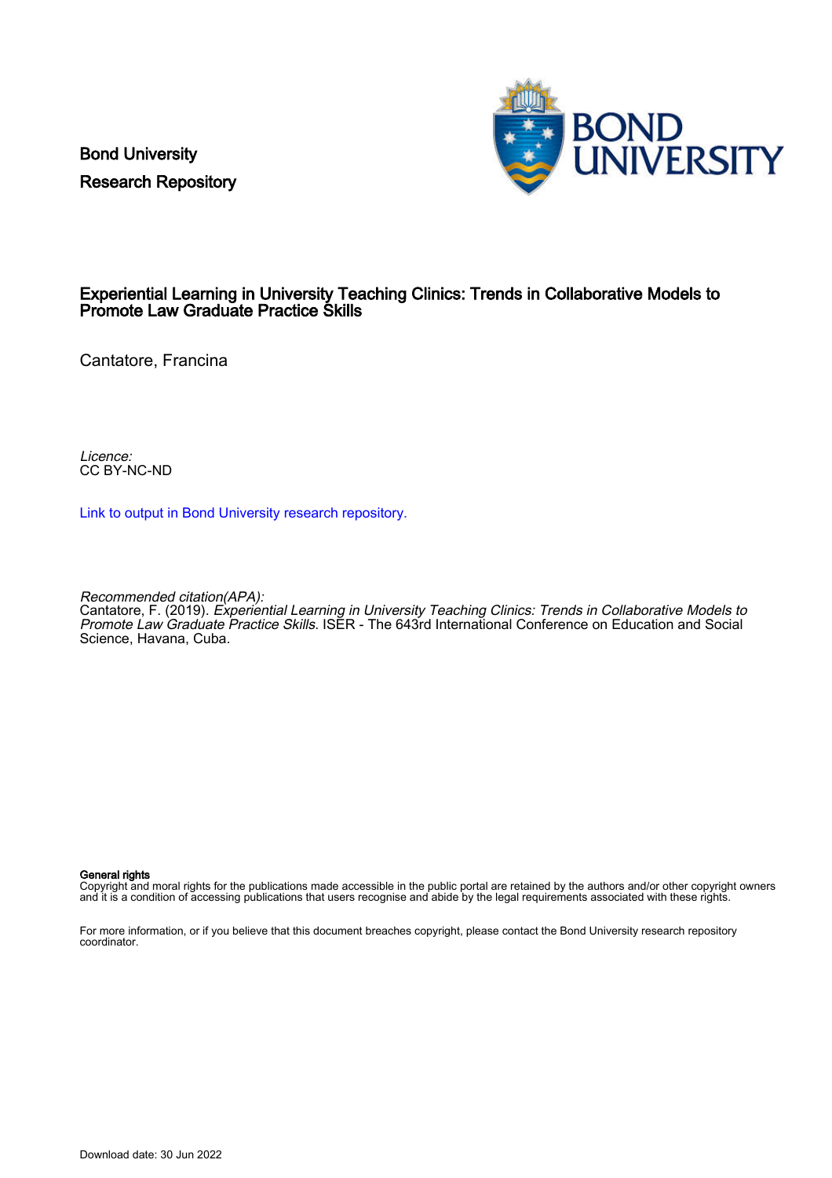Bond University
Research Repository

# Experiential Learning in University Teaching Clinics: Trends in Collaborative Models to Promote Law Graduate Practice Skills

Cantatore, Francina

*Licence:*
CC BY-NC-ND

Link to output in Bond University research repository.

*Recommended citation(APA):*
Cantatore, F. (2019). *Experiential Learning in University Teaching Clinics: Trends in Collaborative Models to Promote Law Graduate Practice Skills*. ISER - The 643rd International Conference on Education and Social Science, Havana, Cuba.

**General rights**
Copyright and moral rights for the publications made accessible in the public portal are retained by the authors and/or other copyright owners and it is a condition of accessing publications that users recognise and abide by the legal requirements associated with these rights.

For more information, or if you believe that this document breaches copyright, please contact the Bond University research repository coordinator.

Download date: 30 Jun 2022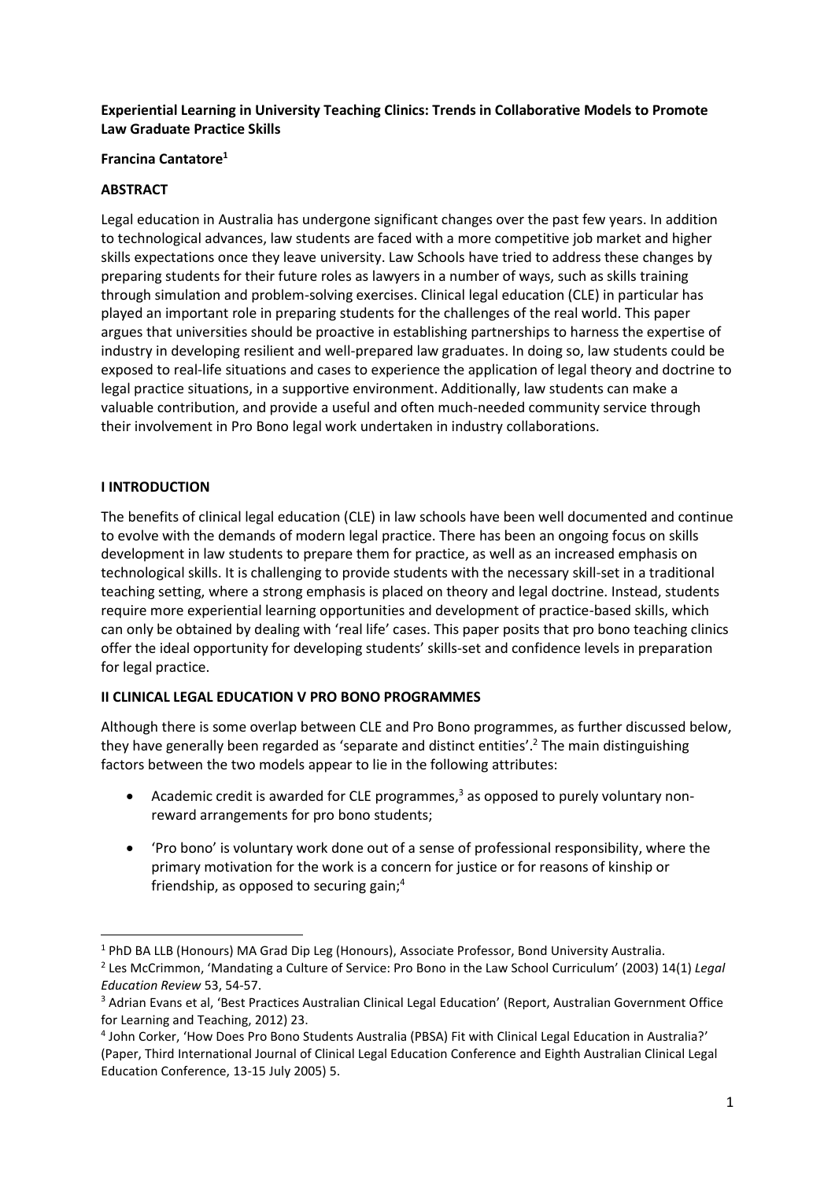**Experiential Learning in University Teaching Clinics: Trends in Collaborative Models to Promote Law Graduate Practice Skills**

**Francina Cantatore[1]**

**ABSTRACT**

Legal education in Australia has undergone significant changes over the past few years. In addition to technological advances, law students are faced with a more competitive job market and higher skills expectations once they leave university. Law Schools have tried to address these changes by preparing students for their future roles as lawyers in a number of ways, such as skills training through simulation and problem-solving exercises. Clinical legal education (CLE) in particular has played an important role in preparing students for the challenges of the real world. This paper argues that universities should be proactive in establishing partnerships to harness the expertise of industry in developing resilient and well-prepared law graduates. In doing so, law students could be exposed to real-life situations and cases to experience the application of legal theory and doctrine to legal practice situations, in a supportive environment. Additionally, law students can make a valuable contribution, and provide a useful and often much-needed community service through their involvement in Pro Bono legal work undertaken in industry collaborations.

**I INTRODUCTION**

The benefits of clinical legal education (CLE) in law schools have been well documented and continue to evolve with the demands of modern legal practice. There has been an ongoing focus on skills development in law students to prepare them for practice, as well as an increased emphasis on technological skills. It is challenging to provide students with the necessary skill-set in a traditional teaching setting, where a strong emphasis is placed on theory and legal doctrine. Instead, students require more experiential learning opportunities and development of practice-based skills, which can only be obtained by dealing with 'real life' cases. This paper posits that pro bono teaching clinics offer the ideal opportunity for developing students' skills-set and confidence levels in preparation for legal practice.

**II CLINICAL LEGAL EDUCATION V PRO BONO PROGRAMMES**

Although there is some overlap between CLE and Pro Bono programmes, as further discussed below, they have generally been regarded as 'separate and distinct entities'.[2] The main distinguishing factors between the two models appear to lie in the following attributes:

- Academic credit is awarded for CLE programmes,[3] as opposed to purely voluntary non-reward arrangements for pro bono students;
- 'Pro bono' is voluntary work done out of a sense of professional responsibility, where the primary motivation for the work is a concern for justice or for reasons of kinship or friendship, as opposed to securing gain;[4]

---

[1] PhD BA LLB (Honours) MA Grad Dip Leg (Honours), Associate Professor, Bond University Australia.

[2] Les McCrimmon, 'Mandating a Culture of Service: Pro Bono in the Law School Curriculum' (2003) 14(1) *Legal Education Review* 53, 54-57.

[3] Adrian Evans et al, 'Best Practices Australian Clinical Legal Education' (Report, Australian Government Office for Learning and Teaching, 2012) 23.

[4] John Corker, 'How Does Pro Bono Students Australia (PBSA) Fit with Clinical Legal Education in Australia?' (Paper, Third International Journal of Clinical Legal Education Conference and Eighth Australian Clinical Legal Education Conference, 13-15 July 2005) 5.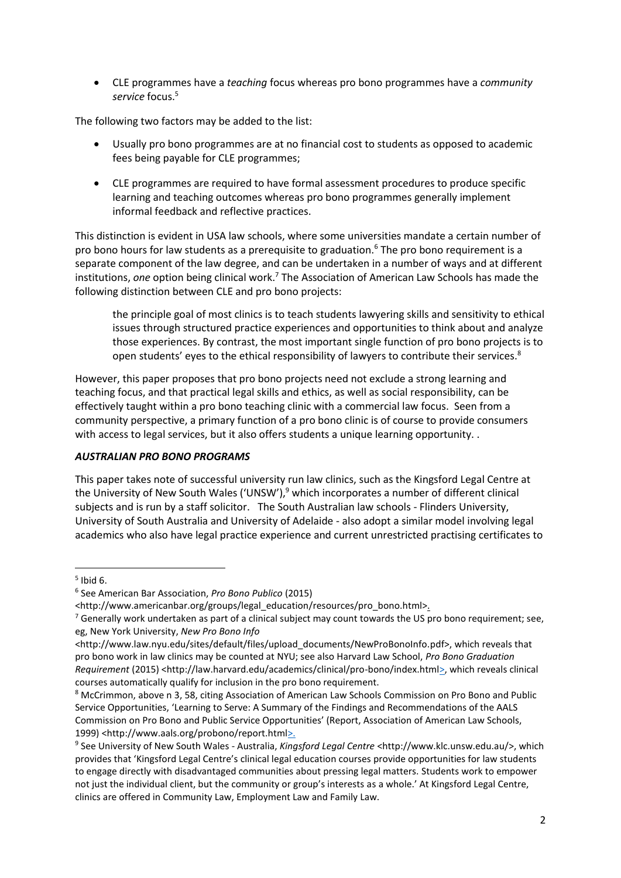- CLE programmes have a *teaching* focus whereas pro bono programmes have a *community service* focus.[5]

The following two factors may be added to the list:

- Usually pro bono programmes are at no financial cost to students as opposed to academic fees being payable for CLE programmes;
- CLE programmes are required to have formal assessment procedures to produce specific learning and teaching outcomes whereas pro bono programmes generally implement informal feedback and reflective practices.

This distinction is evident in USA law schools, where some universities mandate a certain number of pro bono hours for law students as a prerequisite to graduation.[6] The pro bono requirement is a separate component of the law degree, and can be undertaken in a number of ways and at different institutions, *one* option being clinical work.[7] The Association of American Law Schools has made the following distinction between CLE and pro bono projects:

> the principle goal of most clinics is to teach students lawyering skills and sensitivity to ethical issues through structured practice experiences and opportunities to think about and analyze those experiences. By contrast, the most important single function of pro bono projects is to open students' eyes to the ethical responsibility of lawyers to contribute their services.[8]

However, this paper proposes that pro bono projects need not exclude a strong learning and teaching focus, and that practical legal skills and ethics, as well as social responsibility, can be effectively taught within a pro bono teaching clinic with a commercial law focus. Seen from a community perspective, a primary function of a pro bono clinic is of course to provide consumers with access to legal services, but it also offers students a unique learning opportunity. .

### *AUSTRALIAN PRO BONO PROGRAMS*

This paper takes note of successful university run law clinics, such as the Kingsford Legal Centre at the University of New South Wales ('UNSW'),[9] which incorporates a number of different clinical subjects and is run by a staff solicitor. The South Australian law schools - Flinders University, University of South Australia and University of Adelaide - also adopt a similar model involving legal academics who also have legal practice experience and current unrestricted practising certificates to

---

[5] Ibid 6.

[6] See American Bar Association, *Pro Bono Publico* (2015) <http://www.americanbar.org/groups/legal_education/resources/pro_bono.html>.

[7] Generally work undertaken as part of a clinical subject may count towards the US pro bono requirement; see, eg, New York University, *New Pro Bono Info* <http://www.law.nyu.edu/sites/default/files/upload_documents/NewProBonoInfo.pdf>, which reveals that pro bono work in law clinics may be counted at NYU; see also Harvard Law School, *Pro Bono Graduation Requirement* (2015) <http://law.harvard.edu/academics/clinical/pro-bono/index.html>, which reveals clinical courses automatically qualify for inclusion in the pro bono requirement.

[8] McCrimmon, above n 3, 58, citing Association of American Law Schools Commission on Pro Bono and Public Service Opportunities, 'Learning to Serve: A Summary of the Findings and Recommendations of the AALS Commission on Pro Bono and Public Service Opportunities' (Report, Association of American Law Schools, 1999) <http://www.aals.org/probono/report.html>.

[9] See University of New South Wales - Australia, *Kingsford Legal Centre* <http://www.klc.unsw.edu.au/>, which provides that 'Kingsford Legal Centre's clinical legal education courses provide opportunities for law students to engage directly with disadvantaged communities about pressing legal matters. Students work to empower not just the individual client, but the community or group's interests as a whole.' At Kingsford Legal Centre, clinics are offered in Community Law, Employment Law and Family Law.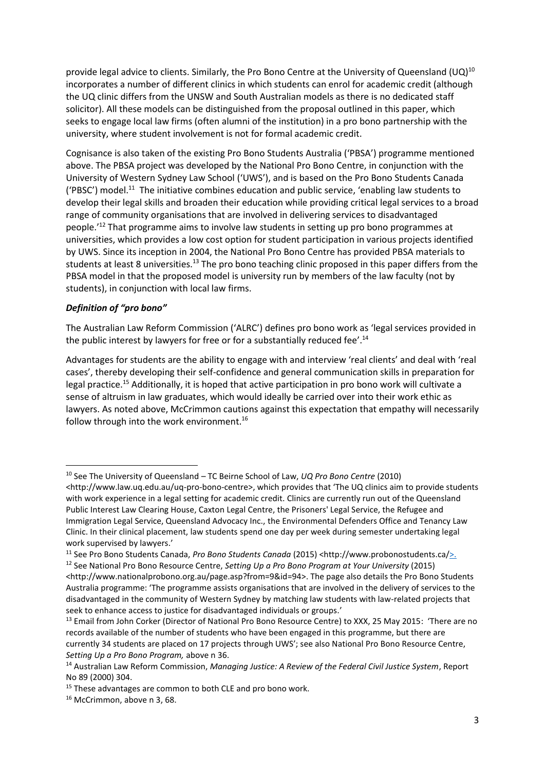provide legal advice to clients. Similarly, the Pro Bono Centre at the University of Queensland (UQ)[10] incorporates a number of different clinics in which students can enrol for academic credit (although the UQ clinic differs from the UNSW and South Australian models as there is no dedicated staff solicitor). All these models can be distinguished from the proposal outlined in this paper, which seeks to engage local law firms (often alumni of the institution) in a pro bono partnership with the university, where student involvement is not for formal academic credit.

Cognisance is also taken of the existing Pro Bono Students Australia ('PBSA') programme mentioned above. The PBSA project was developed by the National Pro Bono Centre, in conjunction with the University of Western Sydney Law School ('UWS'), and is based on the Pro Bono Students Canada ('PBSC') model.[11] The initiative combines education and public service, 'enabling law students to develop their legal skills and broaden their education while providing critical legal services to a broad range of community organisations that are involved in delivering services to disadvantaged people.'[12] That programme aims to involve law students in setting up pro bono programmes at universities, which provides a low cost option for student participation in various projects identified by UWS. Since its inception in 2004, the National Pro Bono Centre has provided PBSA materials to students at least 8 universities.[13] The pro bono teaching clinic proposed in this paper differs from the PBSA model in that the proposed model is university run by members of the law faculty (not by students), in conjunction with local law firms.

### *Definition of "pro bono"*

The Australian Law Reform Commission ('ALRC') defines pro bono work as 'legal services provided in the public interest by lawyers for free or for a substantially reduced fee'.[14]

Advantages for students are the ability to engage with and interview 'real clients' and deal with 'real cases', thereby developing their self-confidence and general communication skills in preparation for legal practice.[15] Additionally, it is hoped that active participation in pro bono work will cultivate a sense of altruism in law graduates, which would ideally be carried over into their work ethic as lawyers. As noted above, McCrimmon cautions against this expectation that empathy will necessarily follow through into the work environment.[16]

---

[10] See The University of Queensland – TC Beirne School of Law, *UQ Pro Bono Centre* (2010) <http://www.law.uq.edu.au/uq-pro-bono-centre>, which provides that 'The UQ clinics aim to provide students with work experience in a legal setting for academic credit. Clinics are currently run out of the Queensland Public Interest Law Clearing House, Caxton Legal Centre, the Prisoners' Legal Service, the Refugee and Immigration Legal Service, Queensland Advocacy Inc., the Environmental Defenders Office and Tenancy Law Clinic. In their clinical placement, law students spend one day per week during semester undertaking legal work supervised by lawyers.'

[11] See Pro Bono Students Canada, *Pro Bono Students Canada* (2015) <http://www.probonostudents.ca/>.

[12] See National Pro Bono Resource Centre, *Setting Up a Pro Bono Program at Your University* (2015) <http://www.nationalprobono.org.au/page.asp?from=9&id=94>. The page also details the Pro Bono Students Australia programme: 'The programme assists organisations that are involved in the delivery of services to the disadvantaged in the community of Western Sydney by matching law students with law-related projects that seek to enhance access to justice for disadvantaged individuals or groups.'

[13] Email from John Corker (Director of National Pro Bono Resource Centre) to XXX, 25 May 2015: 'There are no records available of the number of students who have been engaged in this programme, but there are currently 34 students are placed on 17 projects through UWS'; see also National Pro Bono Resource Centre, *Setting Up a Pro Bono Program,* above n 36.

[14] Australian Law Reform Commission, *Managing Justice: A Review of the Federal Civil Justice System*, Report No 89 (2000) 304.

[15] These advantages are common to both CLE and pro bono work.

[16] McCrimmon, above n 3, 68.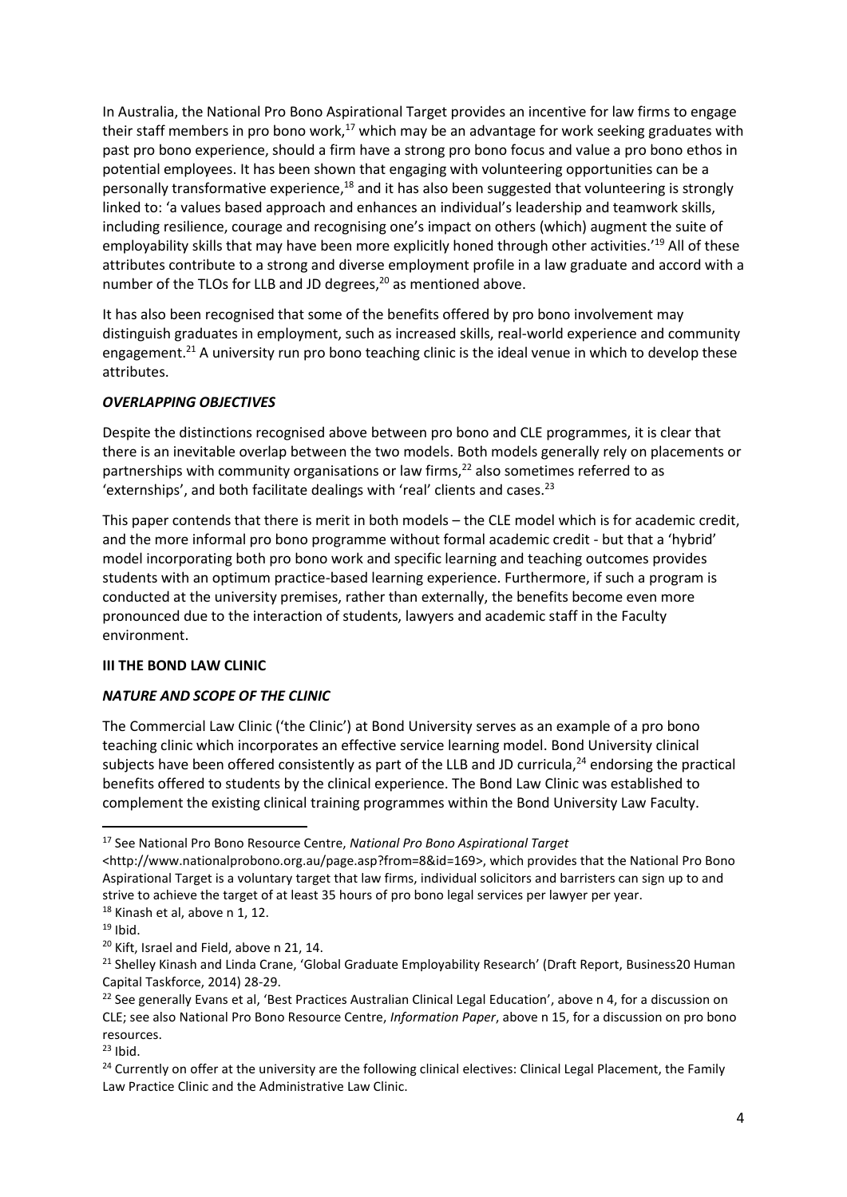In Australia, the National Pro Bono Aspirational Target provides an incentive for law firms to engage their staff members in pro bono work,[17] which may be an advantage for work seeking graduates with past pro bono experience, should a firm have a strong pro bono focus and value a pro bono ethos in potential employees. It has been shown that engaging with volunteering opportunities can be a personally transformative experience,[18] and it has also been suggested that volunteering is strongly linked to: 'a values based approach and enhances an individual's leadership and teamwork skills, including resilience, courage and recognising one's impact on others (which) augment the suite of employability skills that may have been more explicitly honed through other activities.'[19] All of these attributes contribute to a strong and diverse employment profile in a law graduate and accord with a number of the TLOs for LLB and JD degrees,[20] as mentioned above.

It has also been recognised that some of the benefits offered by pro bono involvement may distinguish graduates in employment, such as increased skills, real-world experience and community engagement.[21] A university run pro bono teaching clinic is the ideal venue in which to develop these attributes.

### *OVERLAPPING OBJECTIVES*

Despite the distinctions recognised above between pro bono and CLE programmes, it is clear that there is an inevitable overlap between the two models. Both models generally rely on placements or partnerships with community organisations or law firms,[22] also sometimes referred to as 'externships', and both facilitate dealings with 'real' clients and cases.[23]

This paper contends that there is merit in both models – the CLE model which is for academic credit, and the more informal pro bono programme without formal academic credit - but that a 'hybrid' model incorporating both pro bono work and specific learning and teaching outcomes provides students with an optimum practice-based learning experience. Furthermore, if such a program is conducted at the university premises, rather than externally, the benefits become even more pronounced due to the interaction of students, lawyers and academic staff in the Faculty environment.

## III THE BOND LAW CLINIC

### *NATURE AND SCOPE OF THE CLINIC*

The Commercial Law Clinic ('the Clinic') at Bond University serves as an example of a pro bono teaching clinic which incorporates an effective service learning model. Bond University clinical subjects have been offered consistently as part of the LLB and JD curricula,[24] endorsing the practical benefits offered to students by the clinical experience. The Bond Law Clinic was established to complement the existing clinical training programmes within the Bond University Law Faculty.

---

[17] See National Pro Bono Resource Centre, *National Pro Bono Aspirational Target* <http://www.nationalprobono.org.au/page.asp?from=8&id=169>, which provides that the National Pro Bono Aspirational Target is a voluntary target that law firms, individual solicitors and barristers can sign up to and strive to achieve the target of at least 35 hours of pro bono legal services per lawyer per year.

[18] Kinash et al, above n 1, 12.

[19] Ibid.

[20] Kift, Israel and Field, above n 21, 14.

[21] Shelley Kinash and Linda Crane, 'Global Graduate Employability Research' (Draft Report, Business20 Human Capital Taskforce, 2014) 28-29.

[22] See generally Evans et al, 'Best Practices Australian Clinical Legal Education', above n 4, for a discussion on CLE; see also National Pro Bono Resource Centre, *Information Paper*, above n 15, for a discussion on pro bono resources.

[23] Ibid.

[24] Currently on offer at the university are the following clinical electives: Clinical Legal Placement, the Family Law Practice Clinic and the Administrative Law Clinic.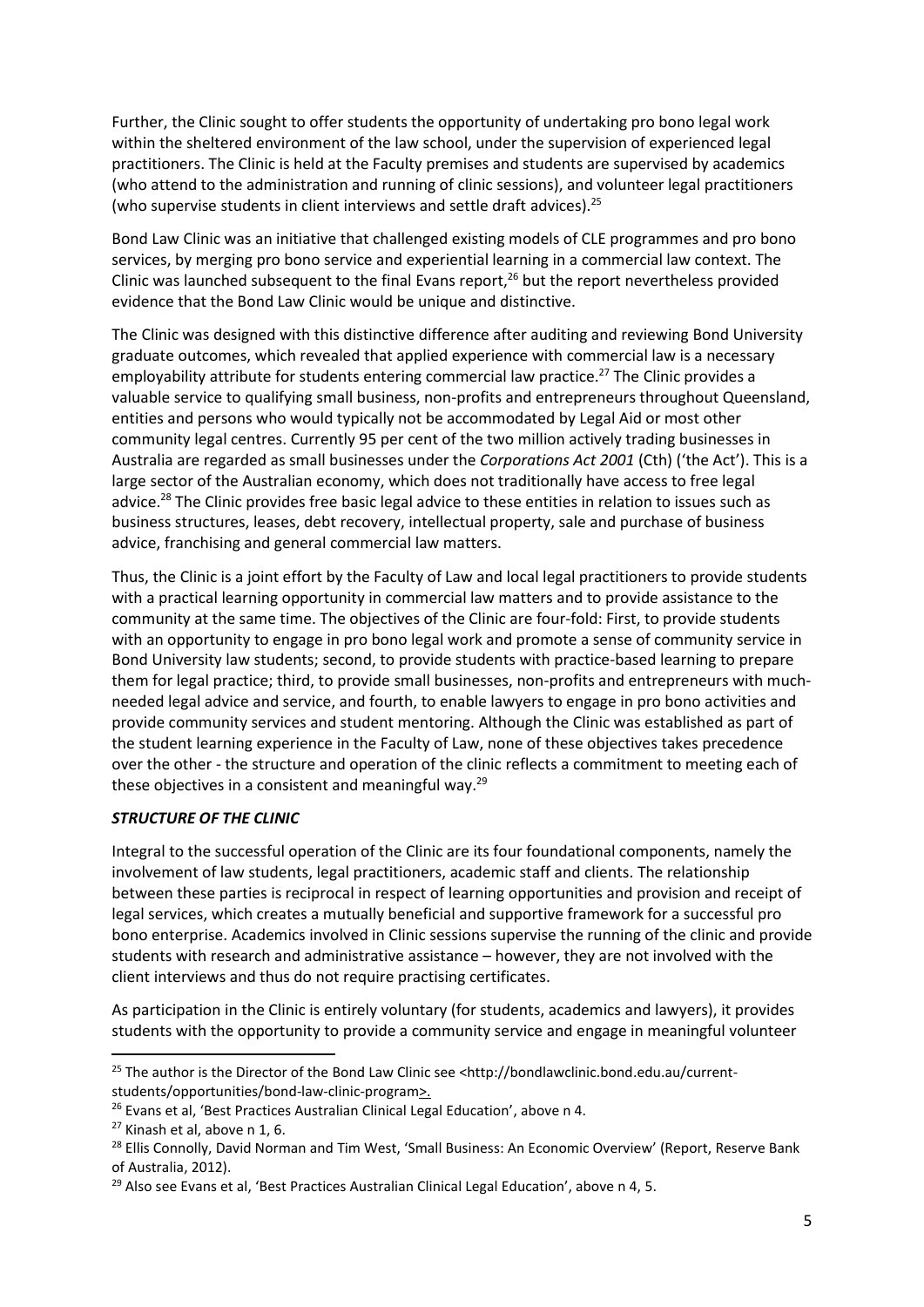Further, the Clinic sought to offer students the opportunity of undertaking pro bono legal work within the sheltered environment of the law school, under the supervision of experienced legal practitioners. The Clinic is held at the Faculty premises and students are supervised by academics (who attend to the administration and running of clinic sessions), and volunteer legal practitioners (who supervise students in client interviews and settle draft advices).[25]

Bond Law Clinic was an initiative that challenged existing models of CLE programmes and pro bono services, by merging pro bono service and experiential learning in a commercial law context. The Clinic was launched subsequent to the final Evans report,[26] but the report nevertheless provided evidence that the Bond Law Clinic would be unique and distinctive.

The Clinic was designed with this distinctive difference after auditing and reviewing Bond University graduate outcomes, which revealed that applied experience with commercial law is a necessary employability attribute for students entering commercial law practice.[27] The Clinic provides a valuable service to qualifying small business, non-profits and entrepreneurs throughout Queensland, entities and persons who would typically not be accommodated by Legal Aid or most other community legal centres. Currently 95 per cent of the two million actively trading businesses in Australia are regarded as small businesses under the *Corporations Act 2001* (Cth) ('the Act'). This is a large sector of the Australian economy, which does not traditionally have access to free legal advice.[28] The Clinic provides free basic legal advice to these entities in relation to issues such as business structures, leases, debt recovery, intellectual property, sale and purchase of business advice, franchising and general commercial law matters.

Thus, the Clinic is a joint effort by the Faculty of Law and local legal practitioners to provide students with a practical learning opportunity in commercial law matters and to provide assistance to the community at the same time. The objectives of the Clinic are four-fold: First, to provide students with an opportunity to engage in pro bono legal work and promote a sense of community service in Bond University law students; second, to provide students with practice-based learning to prepare them for legal practice; third, to provide small businesses, non-profits and entrepreneurs with much-needed legal advice and service, and fourth, to enable lawyers to engage in pro bono activities and provide community services and student mentoring. Although the Clinic was established as part of the student learning experience in the Faculty of Law, none of these objectives takes precedence over the other - the structure and operation of the clinic reflects a commitment to meeting each of these objectives in a consistent and meaningful way.[29]

### *STRUCTURE OF THE CLINIC*

Integral to the successful operation of the Clinic are its four foundational components, namely the involvement of law students, legal practitioners, academic staff and clients. The relationship between these parties is reciprocal in respect of learning opportunities and provision and receipt of legal services, which creates a mutually beneficial and supportive framework for a successful pro bono enterprise. Academics involved in Clinic sessions supervise the running of the clinic and provide students with research and administrative assistance – however, they are not involved with the client interviews and thus do not require practising certificates.

As participation in the Clinic is entirely voluntary (for students, academics and lawyers), it provides students with the opportunity to provide a community service and engage in meaningful volunteer

---

[25] The author is the Director of the Bond Law Clinic see <http://bondlawclinic.bond.edu.au/current-students/opportunities/bond-law-clinic-program>.

[26] Evans et al, 'Best Practices Australian Clinical Legal Education', above n 4.

[27] Kinash et al, above n 1, 6.

[28] Ellis Connolly, David Norman and Tim West, 'Small Business: An Economic Overview' (Report, Reserve Bank of Australia, 2012).

[29] Also see Evans et al, 'Best Practices Australian Clinical Legal Education', above n 4, 5.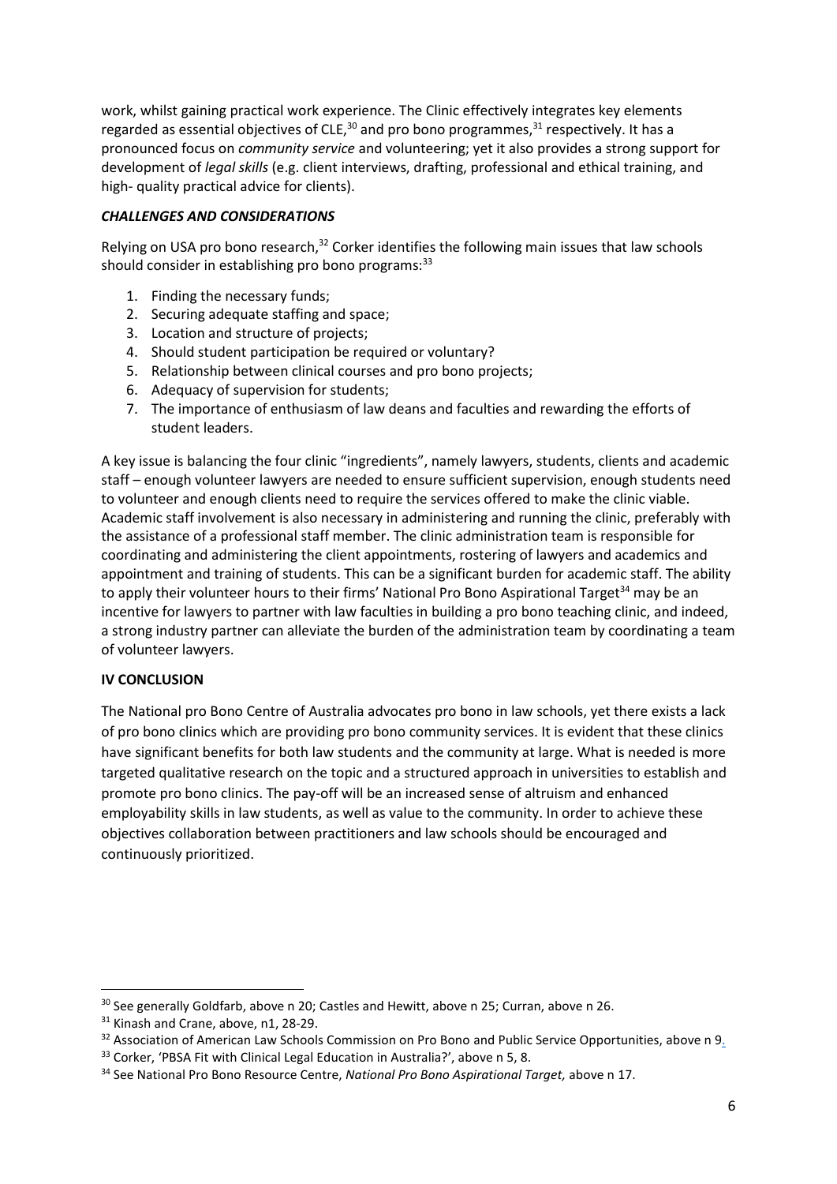work, whilst gaining practical work experience. The Clinic effectively integrates key elements regarded as essential objectives of CLE,[30] and pro bono programmes,[31] respectively. It has a pronounced focus on *community service* and volunteering; yet it also provides a strong support for development of *legal skills* (e.g. client interviews, drafting, professional and ethical training, and high- quality practical advice for clients).

### *CHALLENGES AND CONSIDERATIONS*

Relying on USA pro bono research,[32] Corker identifies the following main issues that law schools should consider in establishing pro bono programs:[33]

1. Finding the necessary funds;
2. Securing adequate staffing and space;
3. Location and structure of projects;
4. Should student participation be required or voluntary?
5. Relationship between clinical courses and pro bono projects;
6. Adequacy of supervision for students;
7. The importance of enthusiasm of law deans and faculties and rewarding the efforts of student leaders.

A key issue is balancing the four clinic "ingredients", namely lawyers, students, clients and academic staff – enough volunteer lawyers are needed to ensure sufficient supervision, enough students need to volunteer and enough clients need to require the services offered to make the clinic viable. Academic staff involvement is also necessary in administering and running the clinic, preferably with the assistance of a professional staff member. The clinic administration team is responsible for coordinating and administering the client appointments, rostering of lawyers and academics and appointment and training of students. This can be a significant burden for academic staff. The ability to apply their volunteer hours to their firms' National Pro Bono Aspirational Target[34] may be an incentive for lawyers to partner with law faculties in building a pro bono teaching clinic, and indeed, a strong industry partner can alleviate the burden of the administration team by coordinating a team of volunteer lawyers.

## IV CONCLUSION

The National pro Bono Centre of Australia advocates pro bono in law schools, yet there exists a lack of pro bono clinics which are providing pro bono community services. It is evident that these clinics have significant benefits for both law students and the community at large. What is needed is more targeted qualitative research on the topic and a structured approach in universities to establish and promote pro bono clinics. The pay-off will be an increased sense of altruism and enhanced employability skills in law students, as well as value to the community. In order to achieve these objectives collaboration between practitioners and law schools should be encouraged and continuously prioritized.

---

[30] See generally Goldfarb, above n 20; Castles and Hewitt, above n 25; Curran, above n 26.

[31] Kinash and Crane, above, n1, 28-29.

[32] Association of American Law Schools Commission on Pro Bono and Public Service Opportunities, above n 9.

[33] Corker, 'PBSA Fit with Clinical Legal Education in Australia?', above n 5, 8.

[34] See National Pro Bono Resource Centre, *National Pro Bono Aspirational Target,* above n 17.